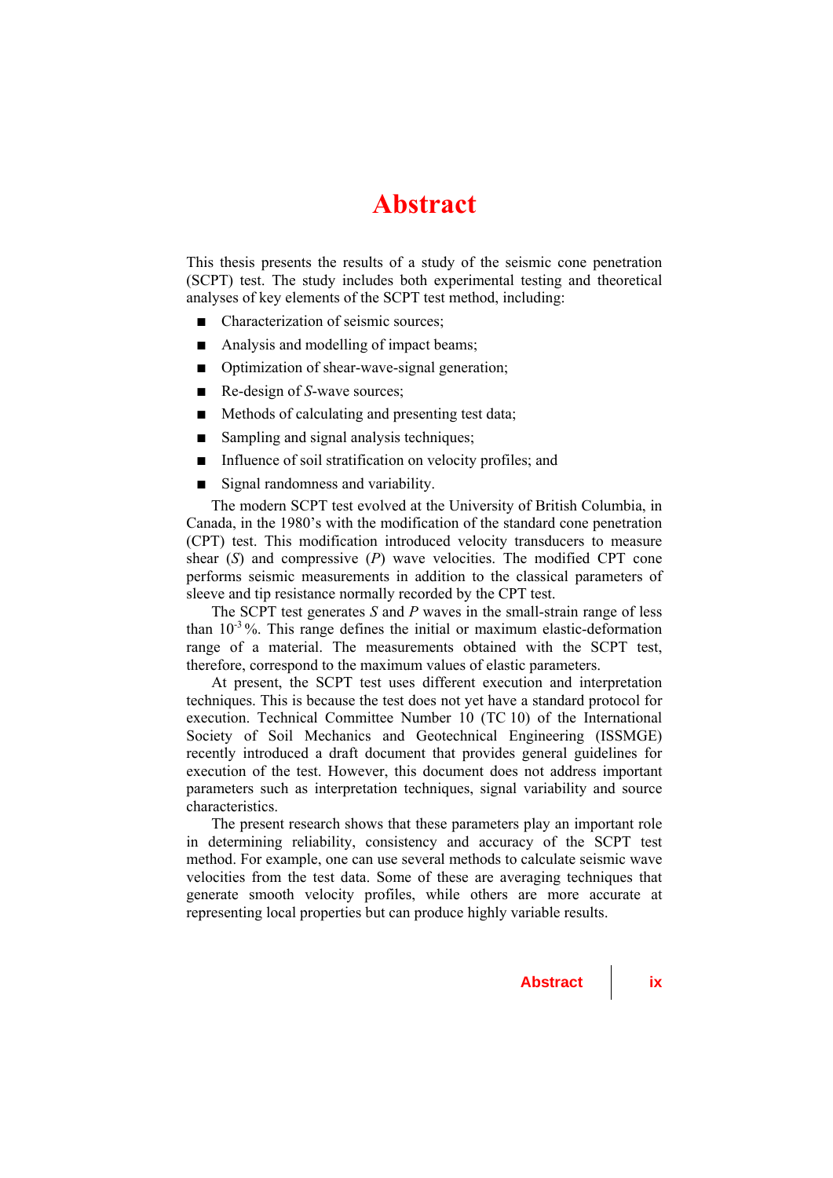# Abstract

This thesis presents the results of a study of the seismic cone penetration (SCPT) test. The study includes both experimental testing and theoretical analyses of key elements of the SCPT test method, including:

- Characterization of seismic sources;
- Analysis and modelling of impact beams;
- Optimization of shear-wave-signal generation;
- Re-design of *S*-wave sources;
- Methods of calculating and presenting test data;
- Sampling and signal analysis techniques;
- Influence of soil stratification on velocity profiles; and
- Signal randomness and variability.

The modern SCPT test evolved at the University of British Columbia, in Canada, in the 1980's with the modification of the standard cone penetration (CPT) test. This modification introduced velocity transducers to measure shear (*S*) and compressive (*P*) wave velocities. The modified CPT cone performs seismic measurements in addition to the classical parameters of sleeve and tip resistance normally recorded by the CPT test.

The SCPT test generates *S* and *P* waves in the small-strain range of less than $10^{-3}$ %. This range defines the initial or maximum elastic-deformation range of a material. The measurements obtained with the SCPT test, therefore, correspond to the maximum values of elastic parameters.

At present, the SCPT test uses different execution and interpretation techniques. This is because the test does not yet have a standard protocol for execution. Technical Committee Number 10 (TC 10) of the International Society of Soil Mechanics and Geotechnical Engineering (ISSMGE) recently introduced a draft document that provides general guidelines for execution of the test. However, this document does not address important parameters such as interpretation techniques, signal variability and source characteristics.

The present research shows that these parameters play an important role in determining reliability, consistency and accuracy of the SCPT test method. For example, one can use several methods to calculate seismic wave velocities from the test data. Some of these are averaging techniques that generate smooth velocity profiles, while others are more accurate at representing local properties but can produce highly variable results.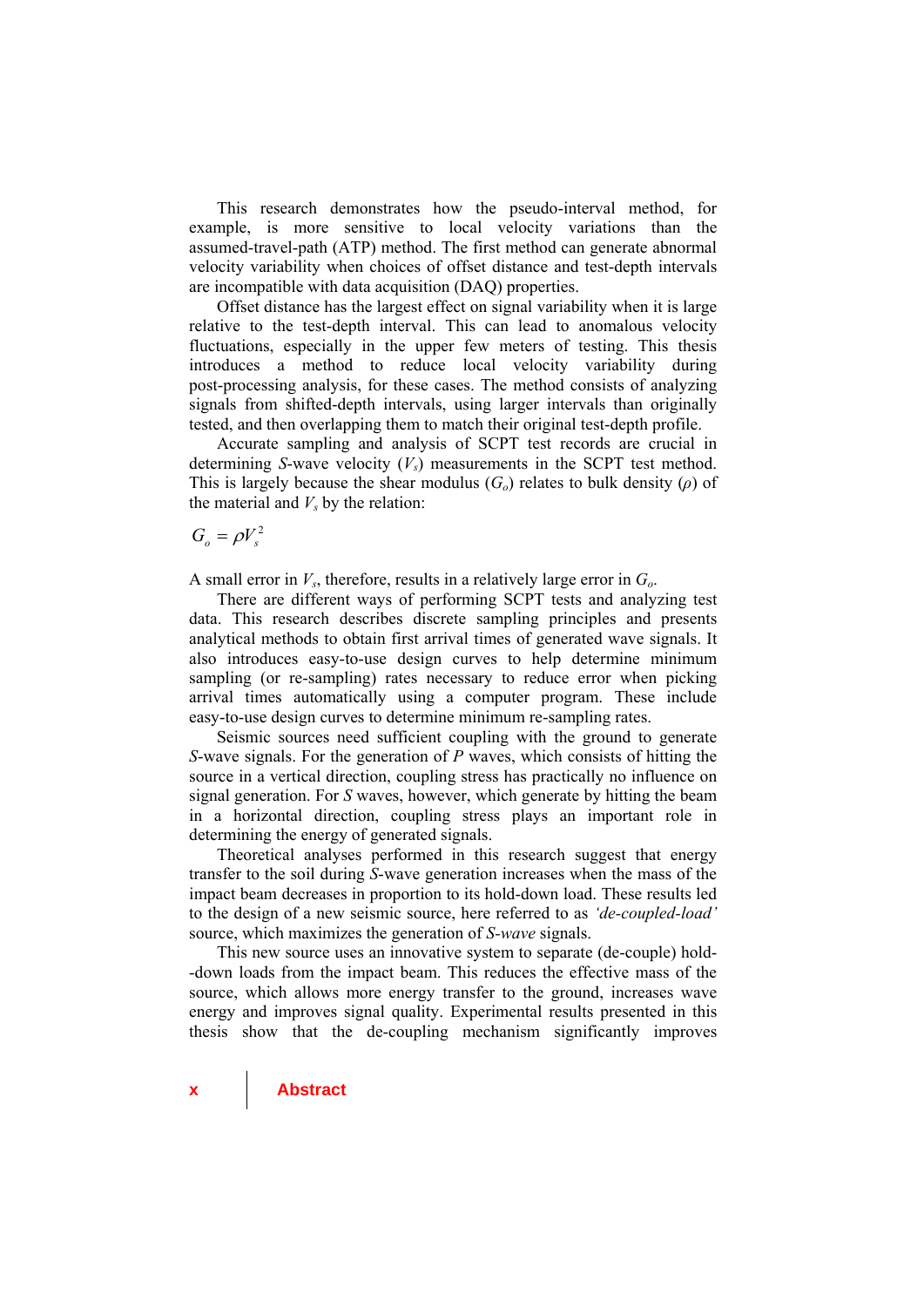This research demonstrates how the pseudo-interval method, for example, is more sensitive to local velocity variations than the assumed-travel-path (ATP) method. The first method can generate abnormal velocity variability when choices of offset distance and test-depth intervals are incompatible with data acquisition (DAQ) properties.

Offset distance has the largest effect on signal variability when it is large relative to the test-depth interval. This can lead to anomalous velocity fluctuations, especially in the upper few meters of testing. This thesis introduces a method to reduce local velocity variability during post-processing analysis, for these cases. The method consists of analyzing signals from shifted-depth intervals, using larger intervals than originally tested, and then overlapping them to match their original test-depth profile.

Accurate sampling and analysis of SCPT test records are crucial in determining *S*-wave velocity ($V_s$) measurements in the SCPT test method. This is largely because the shear modulus ($G_o$) relates to bulk density ($\rho$) of the material and $V_s$ by the relation:

$$G_o = \rho V_s^2$$

A small error in $V_s$, therefore, results in a relatively large error in $G_o$.

There are different ways of performing SCPT tests and analyzing test data. This research describes discrete sampling principles and presents analytical methods to obtain first arrival times of generated wave signals. It also introduces easy-to-use design curves to help determine minimum sampling (or re-sampling) rates necessary to reduce error when picking arrival times automatically using a computer program. These include easy-to-use design curves to determine minimum re-sampling rates.

Seismic sources need sufficient coupling with the ground to generate *S*-wave signals. For the generation of *P* waves, which consists of hitting the source in a vertical direction, coupling stress has practically no influence on signal generation. For *S* waves, however, which generate by hitting the beam in a horizontal direction, coupling stress plays an important role in determining the energy of generated signals.

Theoretical analyses performed in this research suggest that energy transfer to the soil during *S*-wave generation increases when the mass of the impact beam decreases in proportion to its hold-down load. These results led to the design of a new seismic source, here referred to as *'de-coupled-load'* source, which maximizes the generation of *S-wave* signals.

This new source uses an innovative system to separate (de-couple) hold-down loads from the impact beam. This reduces the effective mass of the source, which allows more energy transfer to the ground, increases wave energy and improves signal quality. Experimental results presented in this thesis show that the de-coupling mechanism significantly improves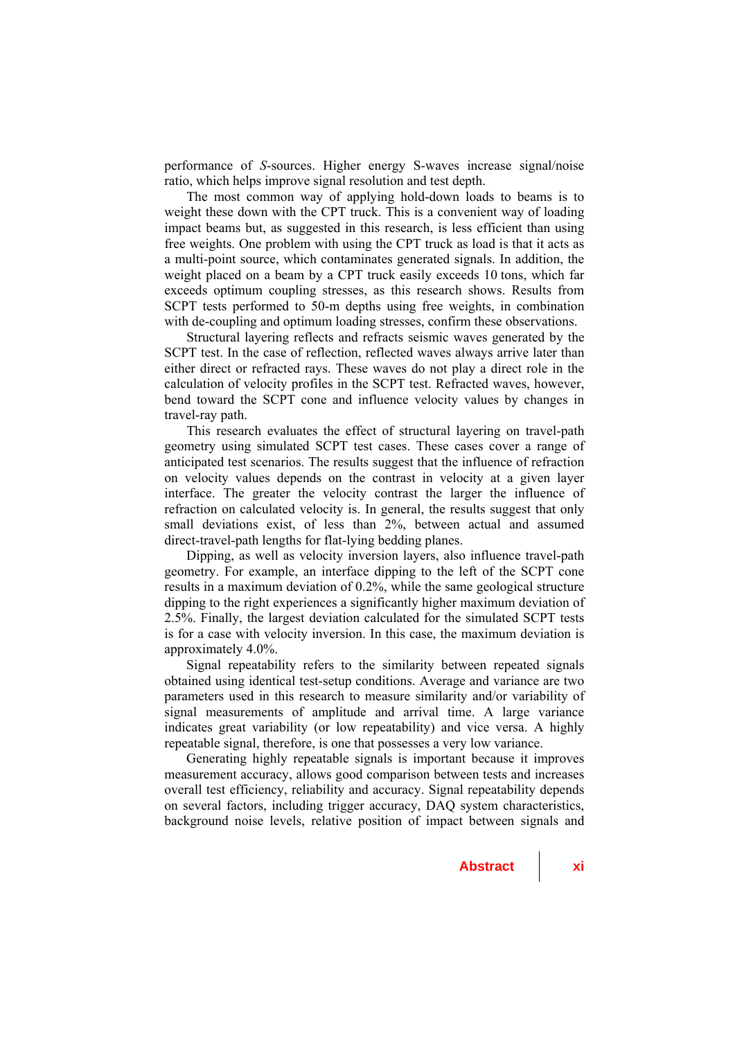performance of *S*-sources. Higher energy S-waves increase signal/noise ratio, which helps improve signal resolution and test depth.

The most common way of applying hold-down loads to beams is to weight these down with the CPT truck. This is a convenient way of loading impact beams but, as suggested in this research, is less efficient than using free weights. One problem with using the CPT truck as load is that it acts as a multi-point source, which contaminates generated signals. In addition, the weight placed on a beam by a CPT truck easily exceeds 10 tons, which far exceeds optimum coupling stresses, as this research shows. Results from SCPT tests performed to 50-m depths using free weights, in combination with de-coupling and optimum loading stresses, confirm these observations.

Structural layering reflects and refracts seismic waves generated by the SCPT test. In the case of reflection, reflected waves always arrive later than either direct or refracted rays. These waves do not play a direct role in the calculation of velocity profiles in the SCPT test. Refracted waves, however, bend toward the SCPT cone and influence velocity values by changes in travel-ray path.

This research evaluates the effect of structural layering on travel-path geometry using simulated SCPT test cases. These cases cover a range of anticipated test scenarios. The results suggest that the influence of refraction on velocity values depends on the contrast in velocity at a given layer interface. The greater the velocity contrast the larger the influence of refraction on calculated velocity is. In general, the results suggest that only small deviations exist, of less than 2%, between actual and assumed direct-travel-path lengths for flat-lying bedding planes.

Dipping, as well as velocity inversion layers, also influence travel-path geometry. For example, an interface dipping to the left of the SCPT cone results in a maximum deviation of 0.2%, while the same geological structure dipping to the right experiences a significantly higher maximum deviation of 2.5%. Finally, the largest deviation calculated for the simulated SCPT tests is for a case with velocity inversion. In this case, the maximum deviation is approximately 4.0%.

Signal repeatability refers to the similarity between repeated signals obtained using identical test-setup conditions. Average and variance are two parameters used in this research to measure similarity and/or variability of signal measurements of amplitude and arrival time. A large variance indicates great variability (or low repeatability) and vice versa. A highly repeatable signal, therefore, is one that possesses a very low variance.

Generating highly repeatable signals is important because it improves measurement accuracy, allows good comparison between tests and increases overall test efficiency, reliability and accuracy. Signal repeatability depends on several factors, including trigger accuracy, DAQ system characteristics, background noise levels, relative position of impact between signals and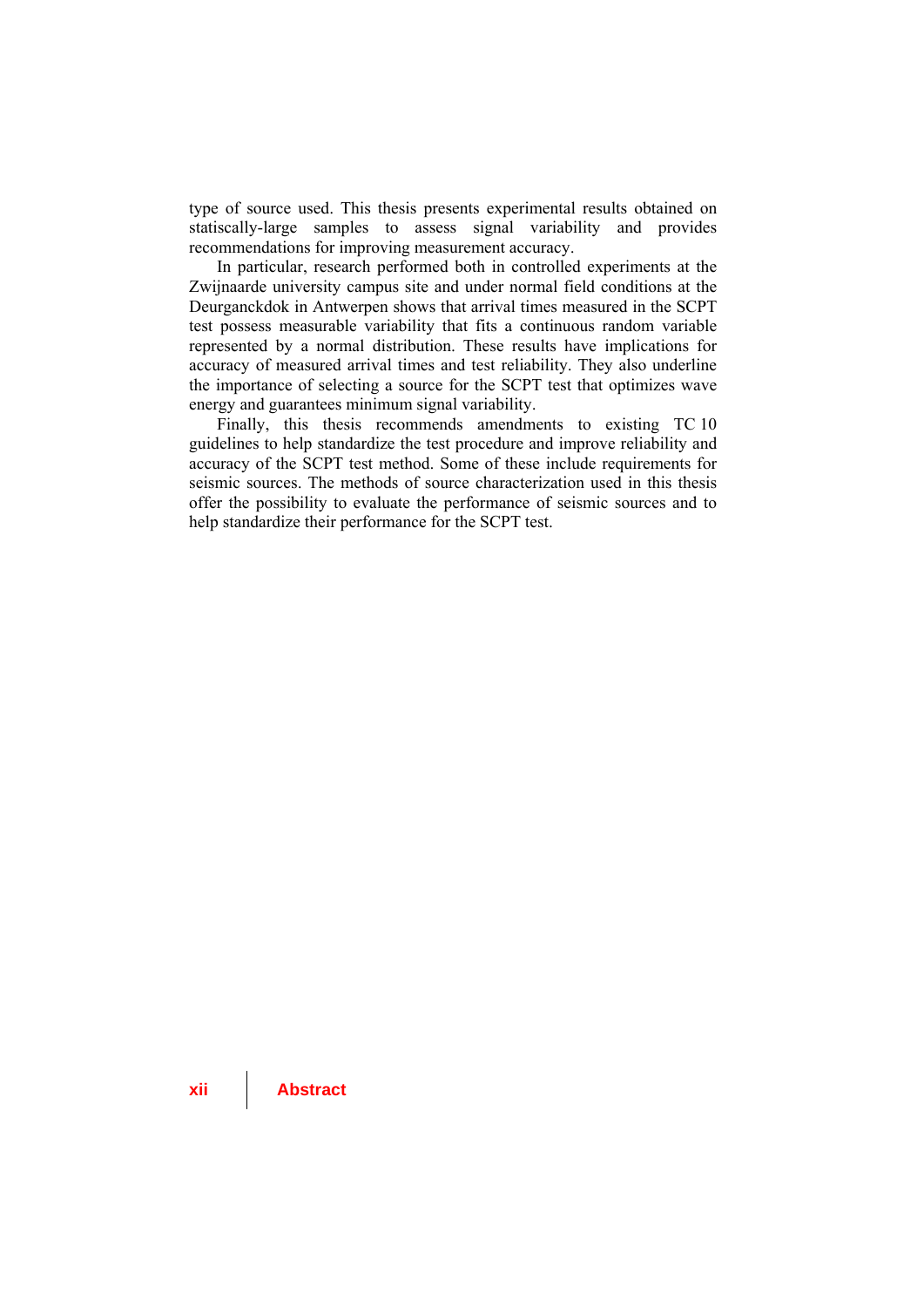type of source used. This thesis presents experimental results obtained on statiscally-large samples to assess signal variability and provides recommendations for improving measurement accuracy.

In particular, research performed both in controlled experiments at the Zwijnaarde university campus site and under normal field conditions at the Deurganckdok in Antwerpen shows that arrival times measured in the SCPT test possess measurable variability that fits a continuous random variable represented by a normal distribution. These results have implications for accuracy of measured arrival times and test reliability. They also underline the importance of selecting a source for the SCPT test that optimizes wave energy and guarantees minimum signal variability.

Finally, this thesis recommends amendments to existing TC 10 guidelines to help standardize the test procedure and improve reliability and accuracy of the SCPT test method. Some of these include requirements for seismic sources. The methods of source characterization used in this thesis offer the possibility to evaluate the performance of seismic sources and to help standardize their performance for the SCPT test.